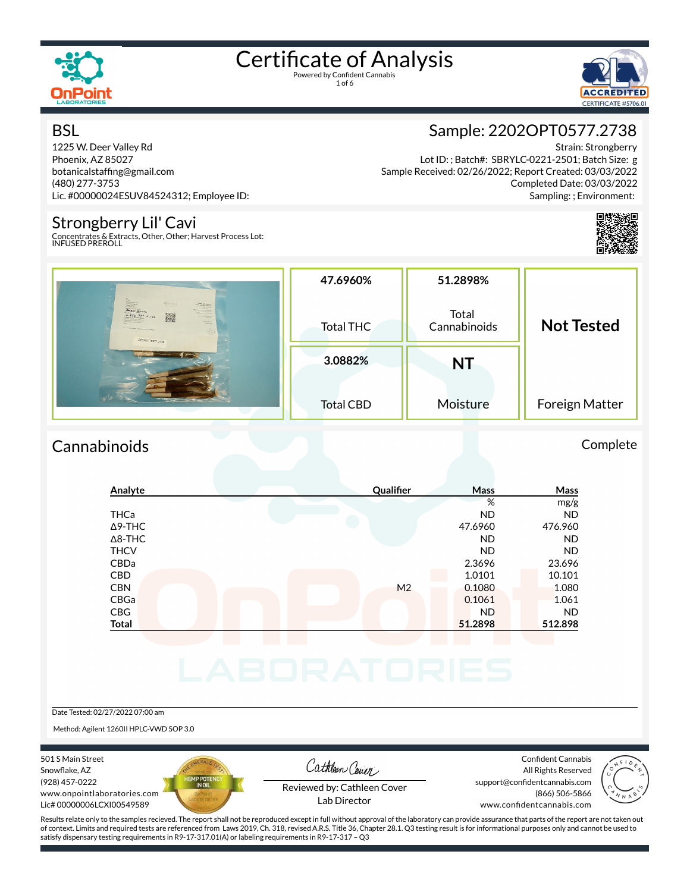# Certificate of Analysis

Powered by Confident Cannabis

## BSL

1225 W. Deer Valley Rd
Phoenix, AZ 85027
botanicalstaffing@gmail.com
(480) 277-3753
Lic. #00000024ESUV84524312; Employee ID:

## Sample: 2202OPT0577.2738

Strain: Strongberry
Lot ID: ; Batch#: SBRYLC-0221-2501; Batch Size: g
Sample Received: 02/26/2022; Report Created: 03/03/2022
Completed Date: 03/03/2022
Sampling: ; Environment:

## Strongberry Lil' Cavi

Concentrates & Extracts, Other, Other; Harvest Process Lot:
INFUSED PREROLL

| 47.6960% Total THC | 51.2898% Total Cannabinoids | Not Tested Foreign Matter |
|---|---|---|
| 3.0882% Total CBD | NT Moisture | |

## Cannabinoids

Complete

| Analyte | Qualifier | Mass % | Mass mg/g |
|---|---|---|---|
| THCa | | ND | ND |
| Δ9-THC | | 47.6960 | 476.960 |
| Δ8-THC | | ND | ND |
| THCV | | ND | ND |
| CBDa | | 2.3696 | 23.696 |
| CBD | | 1.0101 | 10.101 |
| CBN | M2 | 0.1080 | 1.080 |
| CBGa | | 0.1061 | 1.061 |
| CBG | | ND | ND |
| **Total** | | **51.2898** | **512.898** |

Date Tested: 02/27/2022 07:00 am

Method: Agilent 1260II HPLC-VWD SOP 3.0

501 S Main Street
Snowflake, AZ
(928) 457-0222
www.onpointlaboratories.com
Lic# 00000006LCXI00549589

Reviewed by: Cathleen Cover
Lab Director

Confident Cannabis
All Rights Reserved
support@confidentcannabis.com
(866) 506-5866
www.confidentcannabis.com

Results relate only to the samples recieved. The report shall not be reproduced except in full without approval of the laboratory can provide assurance that parts of the report are not taken out of context. Limits and required tests are referenced from Laws 2019, Ch. 318, revised A.R.S. Title 36, Chapter 28.1. Q3 testing result is for informational purposes only and cannot be used to satisfy dispensary testing requirements in R9-17-317.01(A) or labeling requirements in R9-17-317 – Q3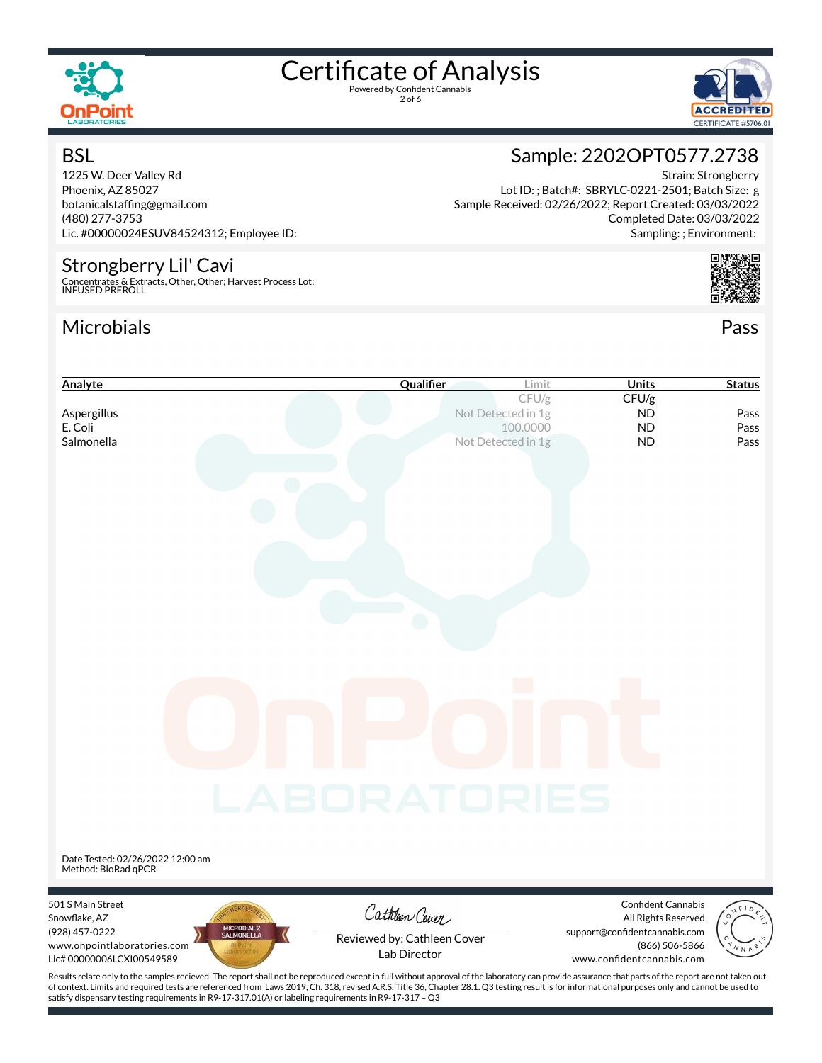# Certificate of Analysis

Powered by Confident Cannabis

## BSL

1225 W. Deer Valley Rd
Phoenix, AZ 85027
botanicalstaffing@gmail.com
(480) 277-3753
Lic. #00000024ESUV84524312; Employee ID:

## Sample: 2202OPT0577.2738

Strain: Strongberry
Lot ID: ; Batch#: SBRYLC-0221-2501; Batch Size: g
Sample Received: 02/26/2022; Report Created: 03/03/2022
Completed Date: 03/03/2022
Sampling: ; Environment:

## Strongberry Lil' Cavi

Concentrates & Extracts, Other, Other; Harvest Process Lot:
INFUSED PREROLL

## Microbials

Pass

| Analyte | Qualifier | Limit | Units | Status |
|---|---|---|---|---|
| | | CFU/g | CFU/g | |
| Aspergillus | | Not Detected in 1g | ND | Pass |
| E. Coli | | 100.0000 | ND | Pass |
| Salmonella | | Not Detected in 1g | ND | Pass |

Date Tested: 02/26/2022 12:00 am
Method: BioRad qPCR

501 S Main Street
Snowflake, AZ
(928) 457-0222
www.onpointlaboratories.com
Lic# 00000006LCXI00549589

Reviewed by: Cathleen Cover
Lab Director

Confident Cannabis
All Rights Reserved
support@confidentcannabis.com
(866) 506-5866
www.confidentcannabis.com

Results relate only to the samples recieved. The report shall not be reproduced except in full without approval of the laboratory can provide assurance that parts of the report are not taken out of context. Limits and required tests are referenced from Laws 2019, Ch. 318, revised A.R.S. Title 36, Chapter 28.1. Q3 testing result is for informational purposes only and cannot be used to satisfy dispensary testing requirements in R9-17-317.01(A) or labeling requirements in R9-17-317 – Q3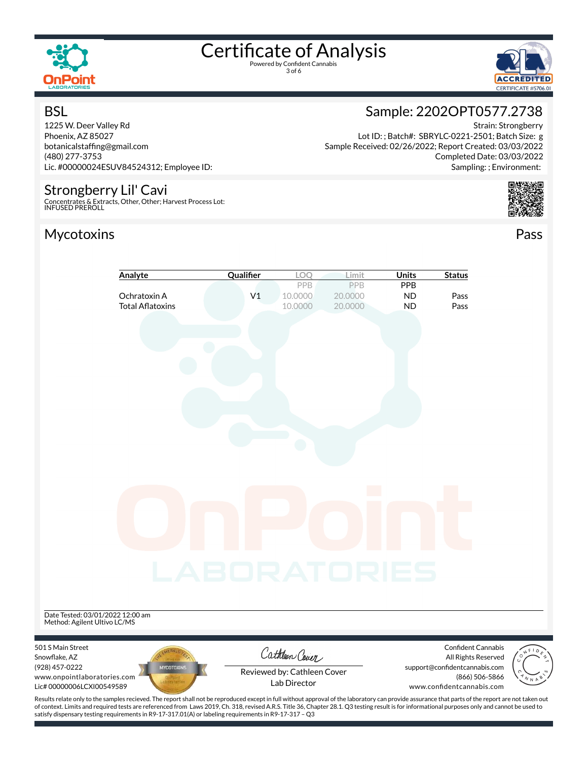# Certificate of Analysis

Powered by Confident Cannabis

## BSL

1225 W. Deer Valley Rd
Phoenix, AZ 85027
botanicalstaffing@gmail.com
(480) 277-3753
Lic. #00000024ESUV84524312; Employee ID:

## Sample: 2202OPT0577.2738

Strain: Strongberry
Lot ID: ; Batch#: SBRYLC-0221-2501; Batch Size: g
Sample Received: 02/26/2022; Report Created: 03/03/2022
Completed Date: 03/03/2022
Sampling: ; Environment:

## Strongberry Lil' Cavi

Concentrates & Extracts, Other, Other; Harvest Process Lot:
INFUSED PREROLL

## Mycotoxins

Pass

| Analyte | Qualifier | LOQ | Limit | Units | Status |
|---|---|---|---|---|---|
| | | PPB | PPB | PPB | |
| Ochratoxin A | V1 | 10.0000 | 20.0000 | ND | Pass |
| Total Aflatoxins | | 10.0000 | 20.0000 | ND | Pass |

Date Tested: 03/01/2022 12:00 am
Method: Agilent Ultivo LC/MS

501 S Main Street
Snowflake, AZ
(928) 457-0222
www.onpointlaboratories.com
Lic# 00000006LCXI00549589

Reviewed by: Cathleen Cover
Lab Director

Confident Cannabis
All Rights Reserved
support@confidentcannabis.com
(866) 506-5866
www.confidentcannabis.com

Results relate only to the samples recieved. The report shall not be reproduced except in full without approval of the laboratory can provide assurance that parts of the report are not taken out of context. Limits and required tests are referenced from Laws 2019, Ch. 318, revised A.R.S. Title 36, Chapter 28.1. Q3 testing result is for informational purposes only and cannot be used to satisfy dispensary testing requirements in R9-17-317.01(A) or labeling requirements in R9-17-317 – Q3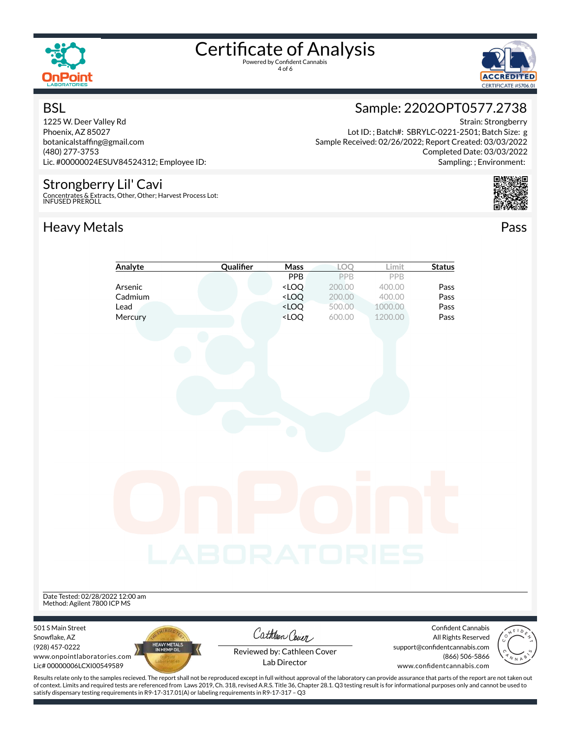# Certificate of Analysis

Powered by Confident Cannabis

## BSL

1225 W. Deer Valley Rd
Phoenix, AZ 85027
botanicalstaffing@gmail.com
(480) 277-3753
Lic. #00000024ESUV84524312; Employee ID:

## Sample: 2202OPT0577.2738

Strain: Strongberry
Lot ID: ; Batch#: SBRYLC-0221-2501; Batch Size: g
Sample Received: 02/26/2022; Report Created: 03/03/2022
Completed Date: 03/03/2022
Sampling: ; Environment:

## Strongberry Lil' Cavi

Concentrates & Extracts, Other, Other; Harvest Process Lot:
INFUSED PREROLL

## Heavy Metals

Pass

| Analyte | Qualifier | Mass | LOQ | Limit | Status |
|---|---|---|---|---|---|
| | | PPB | PPB | PPB | |
| Arsenic | | <LOQ | 200.00 | 400.00 | Pass |
| Cadmium | | <LOQ | 200.00 | 400.00 | Pass |
| Lead | | <LOQ | 500.00 | 1000.00 | Pass |
| Mercury | | <LOQ | 600.00 | 1200.00 | Pass |

Date Tested: 02/28/2022 12:00 am
Method: Agilent 7800 ICP MS

501 S Main Street
Snowflake, AZ
(928) 457-0222
www.onpointlaboratories.com
Lic# 00000006LCXI00549589

Reviewed by: Cathleen Cover
Lab Director

Confident Cannabis
All Rights Reserved
support@confidentcannabis.com
(866) 506-5866
www.confidentcannabis.com

Results relate only to the samples recieved. The report shall not be reproduced except in full without approval of the laboratory can provide assurance that parts of the report are not taken out of context. Limits and required tests are referenced from Laws 2019, Ch. 318, revised A.R.S. Title 36, Chapter 28.1. Q3 testing result is for informational purposes only and cannot be used to satisfy dispensary testing requirements in R9-17-317.01(A) or labeling requirements in R9-17-317 – Q3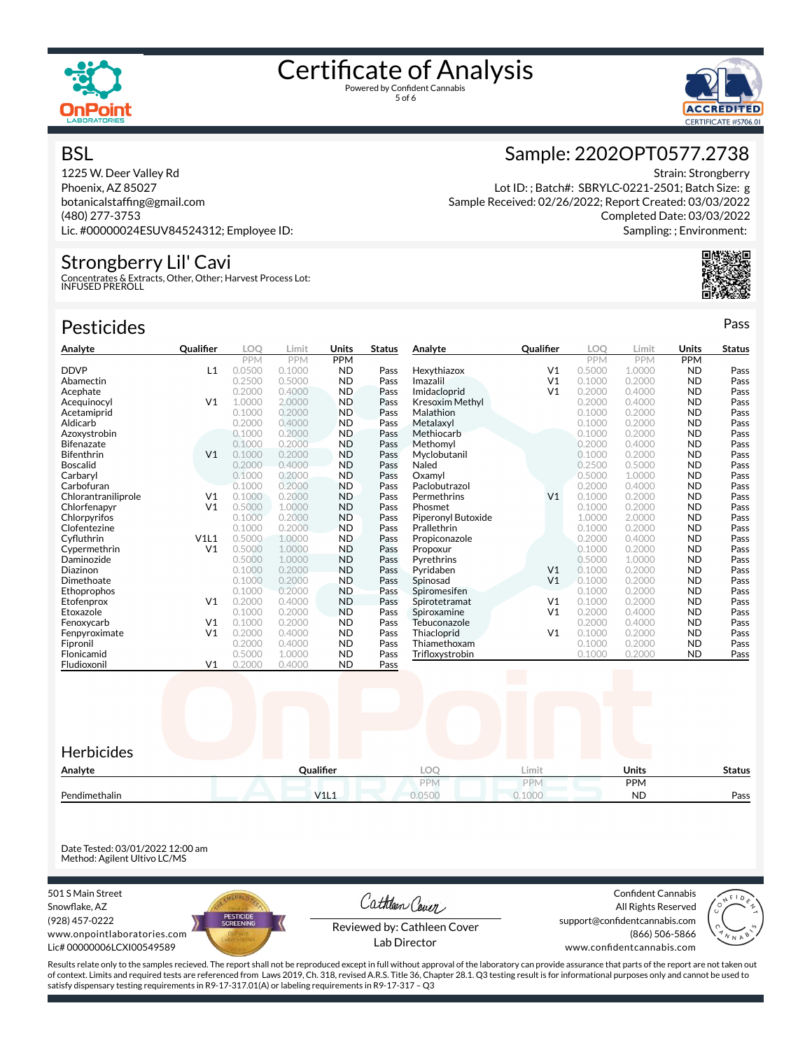# Certificate of Analysis

Powered by Confident Cannabis

## BSL

1225 W. Deer Valley Rd
Phoenix, AZ 85027
botanicalstaffing@gmail.com
(480) 277-3753
Lic. #00000024ESUV84524312; Employee ID:

## Sample: 2202OPT0577.2738

Strain: Strongberry
Lot ID: ; Batch#: SBRYLC-0221-2501; Batch Size: g
Sample Received: 02/26/2022; Report Created: 03/03/2022
Completed Date: 03/03/2022
Sampling: ; Environment:

## Strongberry Lil' Cavi

Concentrates & Extracts, Other, Other; Harvest Process Lot:
INFUSED PREROLL

## Pesticides

Pass

| Analyte | Qualifier | LOQ (PPM) | Limit (PPM) | Units (PPM) | Status |
|---|---|---|---|---|---|
| DDVP | L1 | 0.0500 | 0.1000 | ND | Pass |
| Abamectin | | 0.2500 | 0.5000 | ND | Pass |
| Acephate | | 0.2000 | 0.4000 | ND | Pass |
| Acequinocyl | V1 | 1.0000 | 2.0000 | ND | Pass |
| Acetamiprid | | 0.1000 | 0.2000 | ND | Pass |
| Aldicarb | | 0.2000 | 0.4000 | ND | Pass |
| Azoxystrobin | | 0.1000 | 0.2000 | ND | Pass |
| Bifenazate | | 0.1000 | 0.2000 | ND | Pass |
| Bifenthrin | V1 | 0.1000 | 0.2000 | ND | Pass |
| Boscalid | | 0.2000 | 0.4000 | ND | Pass |
| Carbaryl | | 0.1000 | 0.2000 | ND | Pass |
| Carbofuran | | 0.1000 | 0.2000 | ND | Pass |
| Chlorantraniliprole | V1 | 0.1000 | 0.2000 | ND | Pass |
| Chlorfenapyr | V1 | 0.5000 | 1.0000 | ND | Pass |
| Chlorpyrifos | | 0.1000 | 0.2000 | ND | Pass |
| Clofentezine | | 0.1000 | 0.2000 | ND | Pass |
| Cyfluthrin | V1L1 | 0.5000 | 1.0000 | ND | Pass |
| Cypermethrin | V1 | 0.5000 | 1.0000 | ND | Pass |
| Daminozide | | 0.5000 | 1.0000 | ND | Pass |
| Diazinon | | 0.1000 | 0.2000 | ND | Pass |
| Dimethoate | | 0.1000 | 0.2000 | ND | Pass |
| Ethoprophos | | 0.1000 | 0.2000 | ND | Pass |
| Etofenprox | V1 | 0.2000 | 0.4000 | ND | Pass |
| Etoxazole | | 0.1000 | 0.2000 | ND | Pass |
| Fenoxycarb | V1 | 0.1000 | 0.2000 | ND | Pass |
| Fenpyroximate | V1 | 0.2000 | 0.4000 | ND | Pass |
| Fipronil | | 0.2000 | 0.4000 | ND | Pass |
| Flonicamid | | 0.5000 | 1.0000 | ND | Pass |
| Fludioxonil | V1 | 0.2000 | 0.4000 | ND | Pass |
| Hexythiazox | V1 | 0.5000 | 1.0000 | ND | Pass |
| Imazalil | V1 | 0.1000 | 0.2000 | ND | Pass |
| Imidacloprid | V1 | 0.2000 | 0.4000 | ND | Pass |
| Kresoxim Methyl | | 0.2000 | 0.4000 | ND | Pass |
| Malathion | | 0.1000 | 0.2000 | ND | Pass |
| Metalaxyl | | 0.1000 | 0.2000 | ND | Pass |
| Methiocarb | | 0.1000 | 0.2000 | ND | Pass |
| Methomyl | | 0.2000 | 0.4000 | ND | Pass |
| Myclobutanil | | 0.1000 | 0.2000 | ND | Pass |
| Naled | | 0.2500 | 0.5000 | ND | Pass |
| Oxamyl | | 0.5000 | 1.0000 | ND | Pass |
| Paclobutrazol | | 0.2000 | 0.4000 | ND | Pass |
| Permethrins | V1 | 0.1000 | 0.2000 | ND | Pass |
| Phosmet | | 0.1000 | 0.2000 | ND | Pass |
| Piperonyl Butoxide | | 1.0000 | 2.0000 | ND | Pass |
| Prallethrin | | 0.1000 | 0.2000 | ND | Pass |
| Propiconazole | | 0.2000 | 0.4000 | ND | Pass |
| Propoxur | | 0.1000 | 0.2000 | ND | Pass |
| Pyrethrins | | 0.5000 | 1.0000 | ND | Pass |
| Pyridaben | V1 | 0.1000 | 0.2000 | ND | Pass |
| Spinosad | V1 | 0.1000 | 0.2000 | ND | Pass |
| Spiromesifen | | 0.1000 | 0.2000 | ND | Pass |
| Spirotetramat | V1 | 0.1000 | 0.2000 | ND | Pass |
| Spiroxamine | V1 | 0.2000 | 0.4000 | ND | Pass |
| Tebuconazole | | 0.2000 | 0.4000 | ND | Pass |
| Thiacloprid | V1 | 0.1000 | 0.2000 | ND | Pass |
| Thiamethoxam | | 0.1000 | 0.2000 | ND | Pass |
| Trifloxystrobin | | 0.1000 | 0.2000 | ND | Pass |

## Herbicides

| Analyte | Qualifier | LOQ (PPM) | Limit (PPM) | Units (PPM) | Status |
|---|---|---|---|---|---|
| Pendimethalin | V1L1 | 0.0500 | 0.1000 | ND | Pass |

Date Tested: 03/01/2022 12:00 am
Method: Agilent Ultivo LC/MS

501 S Main Street
Snowflake, AZ
(928) 457-0222
www.onpointlaboratories.com
Lic# 00000006LCXI00549589

Reviewed by: Cathleen Cover
Lab Director

Confident Cannabis
All Rights Reserved
support@confidentcannabis.com
(866) 506-5866
www.confidentcannabis.com

Results relate only to the samples recieved. The report shall not be reproduced except in full without approval of the laboratory can provide assurance that parts of the report are not taken out of context. Limits and required tests are referenced from Laws 2019, Ch. 318, revised A.R.S. Title 36, Chapter 28.1. Q3 testing result is for informational purposes only and cannot be used to satisfy dispensary testing requirements in R9-17-317.01(A) or labeling requirements in R9-17-317 – Q3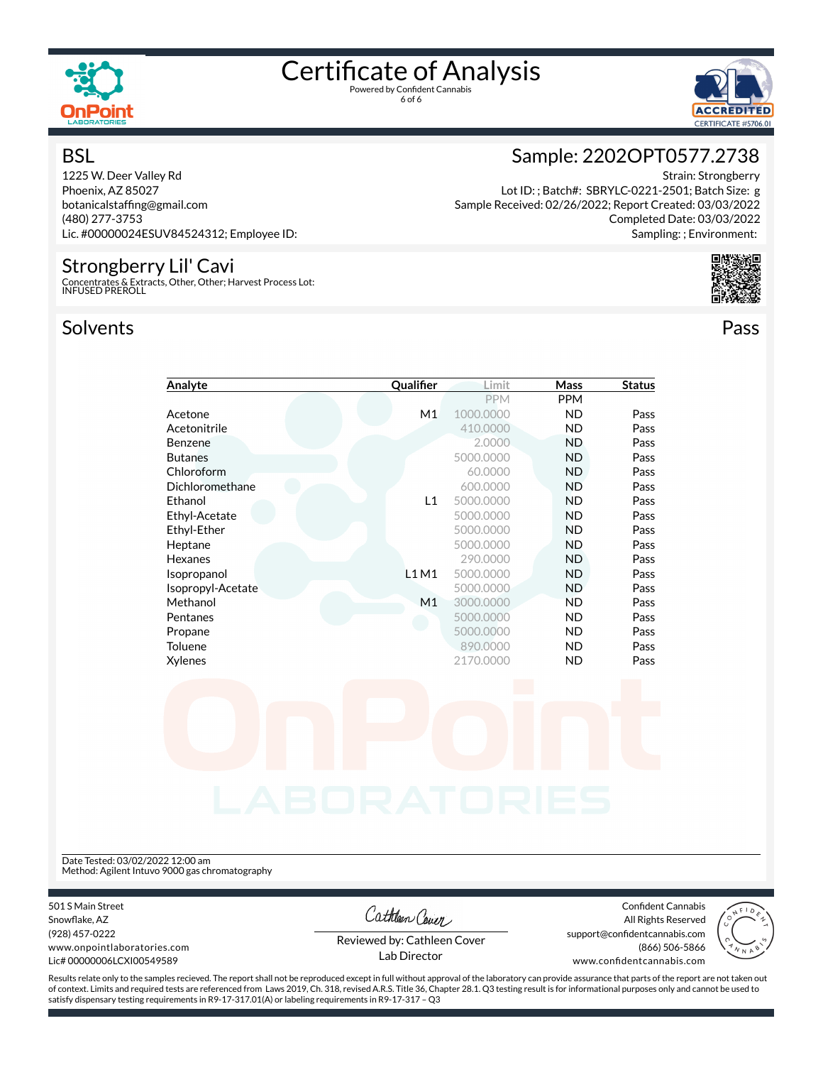# Certificate of Analysis

Powered by Confident Cannabis

## BSL

1225 W. Deer Valley Rd
Phoenix, AZ 85027
botanicalstaffing@gmail.com
(480) 277-3753
Lic. #00000024ESUV84524312; Employee ID:

## Sample: 2202OPT0577.2738

Strain: Strongberry
Lot ID: ; Batch#: SBRYLC-0221-2501; Batch Size: g
Sample Received: 02/26/2022; Report Created: 03/03/2022
Completed Date: 03/03/2022
Sampling: ; Environment:

## Strongberry Lil' Cavi

Concentrates & Extracts, Other, Other; Harvest Process Lot:
INFUSED PREROLL

## Solvents

Pass

| Analyte | Qualifier | Limit | Mass | Status |
|---|---|---|---|---|
| | | PPM | PPM | |
| Acetone | M1 | 1000.0000 | ND | Pass |
| Acetonitrile | | 410.0000 | ND | Pass |
| Benzene | | 2.0000 | ND | Pass |
| Butanes | | 5000.0000 | ND | Pass |
| Chloroform | | 60.0000 | ND | Pass |
| Dichloromethane | | 600.0000 | ND | Pass |
| Ethanol | L1 | 5000.0000 | ND | Pass |
| Ethyl-Acetate | | 5000.0000 | ND | Pass |
| Ethyl-Ether | | 5000.0000 | ND | Pass |
| Heptane | | 5000.0000 | ND | Pass |
| Hexanes | | 290.0000 | ND | Pass |
| Isopropanol | L1 M1 | 5000.0000 | ND | Pass |
| Isopropyl-Acetate | | 5000.0000 | ND | Pass |
| Methanol | M1 | 3000.0000 | ND | Pass |
| Pentanes | | 5000.0000 | ND | Pass |
| Propane | | 5000.0000 | ND | Pass |
| Toluene | | 890.0000 | ND | Pass |
| Xylenes | | 2170.0000 | ND | Pass |

Date Tested: 03/02/2022 12:00 am
Method: Agilent Intuvo 9000 gas chromatography

501 S Main Street
Snowflake, AZ
(928) 457-0222
www.onpointlaboratories.com
Lic# 00000006LCXI00549589

Reviewed by: Cathleen Cover
Lab Director

Confident Cannabis
All Rights Reserved
support@confidentcannabis.com
(866) 506-5866
www.confidentcannabis.com

Results relate only to the samples recieved. The report shall not be reproduced except in full without approval of the laboratory can provide assurance that parts of the report are not taken out of context. Limits and required tests are referenced from Laws 2019, Ch. 318, revised A.R.S. Title 36, Chapter 28.1. Q3 testing result is for informational purposes only and cannot be used to satisfy dispensary testing requirements in R9-17-317.01(A) or labeling requirements in R9-17-317 – Q3